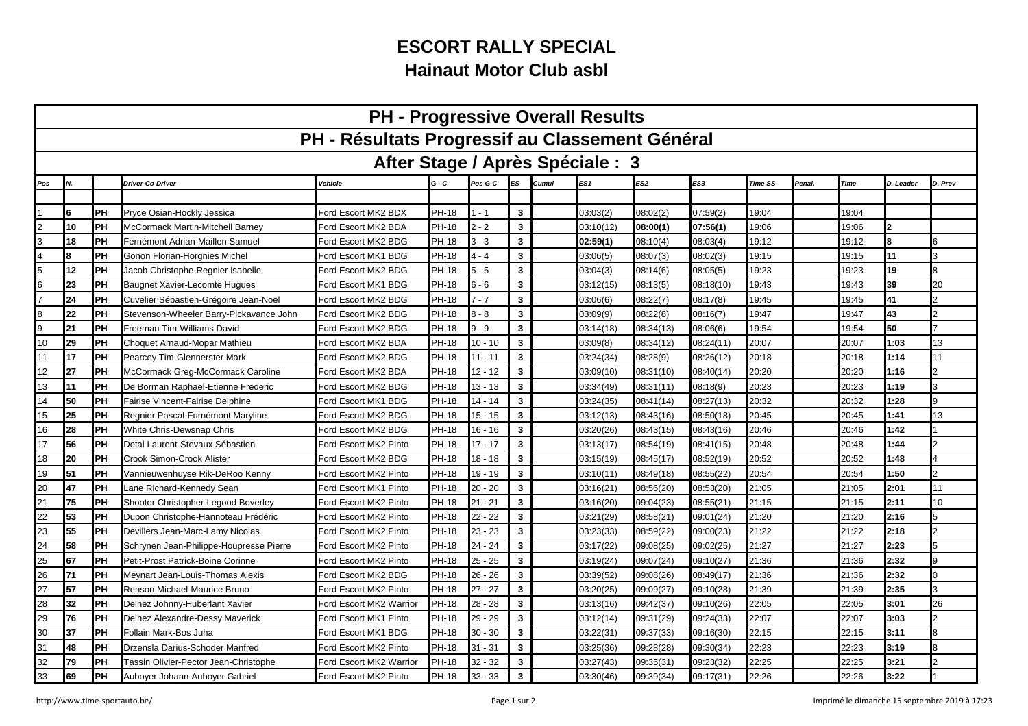# ESCORT RALLY SPECIAL

## Hainaut Motor Club asbl

| PH - Progressive Overall Results | | | | | | | | | | | | | | | | | |
|---|---|---|---|---|---|---|---|---|---|---|---|---|---|---|---|---|---|
| PH - Résultats Progressif au Classement Général | | | | | | | | | | | | | | | | | |
| After Stage / Après Spéciale : 3 | | | | | | | | | | | | | | | | | |
| *Pos* | *N.* | | *Driver-Co-Driver* | *Vehicle* | *G - C* | *Pos G-C* | *ES* | *Cumul* | *ES1* | *ES2* | *ES3* | *Time SS* | *Penal.* | *Time* | *D. Leader* | *D. Prev* |
| 1 | **6** | **PH** | Pryce Osian-Hockly Jessica | Ford Escort MK2 BDX | PH-18 | 1 - 1 | **3** | | 03:03(2) | 08:02(2) | 07:59(2) | 19:04 | | 19:04 | | |
| 2 | **10** | **PH** | McCormack Martin-Mitchell Barney | Ford Escort MK2 BDA | PH-18 | 2 - 2 | **3** | | 03:10(12) | **08:00(1)** | **07:56(1)** | 19:06 | | 19:06 | **2** | |
| 3 | **18** | **PH** | Fernémont Adrian-Maillen Samuel | Ford Escort MK2 BDG | PH-18 | 3 - 3 | **3** | | **02:59(1)** | 08:10(4) | 08:03(4) | 19:12 | | 19:12 | **8** | 6 |
| 4 | **8** | **PH** | Gonon Florian-Horgnies Michel | Ford Escort MK1 BDG | PH-18 | 4 - 4 | **3** | | 03:06(5) | 08:07(3) | 08:02(3) | 19:15 | | 19:15 | **11** | 3 |
| 5 | **12** | **PH** | Jacob Christophe-Regnier Isabelle | Ford Escort MK2 BDG | PH-18 | 5 - 5 | **3** | | 03:04(3) | 08:14(6) | 08:05(5) | 19:23 | | 19:23 | **19** | 8 |
| 6 | **23** | **PH** | Baugnet Xavier-Lecomte Hugues | Ford Escort MK1 BDG | PH-18 | 6 - 6 | **3** | | 03:12(15) | 08:13(5) | 08:18(10) | 19:43 | | 19:43 | **39** | 20 |
| 7 | **24** | **PH** | Cuvelier Sébastien-Grégoire Jean-Noël | Ford Escort MK2 BDG | PH-18 | 7 - 7 | **3** | | 03:06(6) | 08:22(7) | 08:17(8) | 19:45 | | 19:45 | **41** | 2 |
| 8 | **22** | **PH** | Stevenson-Wheeler Barry-Pickavance John | Ford Escort MK2 BDG | PH-18 | 8 - 8 | **3** | | 03:09(9) | 08:22(8) | 08:16(7) | 19:47 | | 19:47 | **43** | 2 |
| 9 | **21** | **PH** | Freeman Tim-Williams David | Ford Escort MK2 BDG | PH-18 | 9 - 9 | **3** | | 03:14(18) | 08:34(13) | 08:06(6) | 19:54 | | 19:54 | **50** | 7 |
| 10 | **29** | **PH** | Choquet Arnaud-Mopar Mathieu | Ford Escort MK2 BDA | PH-18 | 10 - 10 | **3** | | 03:09(8) | 08:34(12) | 08:24(11) | 20:07 | | 20:07 | **1:03** | 13 |
| 11 | **17** | **PH** | Pearcey Tim-Glennerster Mark | Ford Escort MK2 BDG | PH-18 | 11 - 11 | **3** | | 03:24(34) | 08:28(9) | 08:26(12) | 20:18 | | 20:18 | **1:14** | 11 |
| 12 | **27** | **PH** | McCormack Greg-McCormack Caroline | Ford Escort MK2 BDA | PH-18 | 12 - 12 | **3** | | 03:09(10) | 08:31(10) | 08:40(14) | 20:20 | | 20:20 | **1:16** | 2 |
| 13 | **11** | **PH** | De Borman Raphaël-Etienne Frederic | Ford Escort MK2 BDG | PH-18 | 13 - 13 | **3** | | 03:34(49) | 08:31(11) | 08:18(9) | 20:23 | | 20:23 | **1:19** | 3 |
| 14 | **50** | **PH** | Fairise Vincent-Fairise Delphine | Ford Escort MK1 BDG | PH-18 | 14 - 14 | **3** | | 03:24(35) | 08:41(14) | 08:27(13) | 20:32 | | 20:32 | **1:28** | 9 |
| 15 | **25** | **PH** | Regnier Pascal-Furnémont Maryline | Ford Escort MK2 BDG | PH-18 | 15 - 15 | **3** | | 03:12(13) | 08:43(16) | 08:50(18) | 20:45 | | 20:45 | **1:41** | 13 |
| 16 | **28** | **PH** | White Chris-Dewsnap Chris | Ford Escort MK2 BDG | PH-18 | 16 - 16 | **3** | | 03:20(26) | 08:43(15) | 08:43(16) | 20:46 | | 20:46 | **1:42** | 1 |
| 17 | **56** | **PH** | Detal Laurent-Stevaux Sébastien | Ford Escort MK2 Pinto | PH-18 | 17 - 17 | **3** | | 03:13(17) | 08:54(19) | 08:41(15) | 20:48 | | 20:48 | **1:44** | 2 |
| 18 | **20** | **PH** | Crook Simon-Crook Alister | Ford Escort MK2 BDG | PH-18 | 18 - 18 | **3** | | 03:15(19) | 08:45(17) | 08:52(19) | 20:52 | | 20:52 | **1:48** | 4 |
| 19 | **51** | **PH** | Vannieuwenhuyse Rik-DeRoo Kenny | Ford Escort MK2 Pinto | PH-18 | 19 - 19 | **3** | | 03:10(11) | 08:49(18) | 08:55(22) | 20:54 | | 20:54 | **1:50** | 2 |
| 20 | **47** | **PH** | Lane Richard-Kennedy Sean | Ford Escort MK1 Pinto | PH-18 | 20 - 20 | **3** | | 03:16(21) | 08:56(20) | 08:53(20) | 21:05 | | 21:05 | **2:01** | 11 |
| 21 | **75** | **PH** | Shooter Christopher-Legood Beverley | Ford Escort MK2 Pinto | PH-18 | 21 - 21 | **3** | | 03:16(20) | 09:04(23) | 08:55(21) | 21:15 | | 21:15 | **2:11** | 10 |
| 22 | **53** | **PH** | Dupon Christophe-Hannoteau Frédéric | Ford Escort MK2 Pinto | PH-18 | 22 - 22 | **3** | | 03:21(29) | 08:58(21) | 09:01(24) | 21:20 | | 21:20 | **2:16** | 5 |
| 23 | **55** | **PH** | Devillers Jean-Marc-Lamy Nicolas | Ford Escort MK2 Pinto | PH-18 | 23 - 23 | **3** | | 03:23(33) | 08:59(22) | 09:00(23) | 21:22 | | 21:22 | **2:18** | 2 |
| 24 | **58** | **PH** | Schrynen Jean-Philippe-Houpresse Pierre | Ford Escort MK2 Pinto | PH-18 | 24 - 24 | **3** | | 03:17(22) | 09:08(25) | 09:02(25) | 21:27 | | 21:27 | **2:23** | 5 |
| 25 | **67** | **PH** | Petit-Prost Patrick-Boine Corinne | Ford Escort MK2 Pinto | PH-18 | 25 - 25 | **3** | | 03:19(24) | 09:07(24) | 09:10(27) | 21:36 | | 21:36 | **2:32** | 9 |
| 26 | **71** | **PH** | Meynart Jean-Louis-Thomas Alexis | Ford Escort MK2 BDG | PH-18 | 26 - 26 | **3** | | 03:39(52) | 09:08(26) | 08:49(17) | 21:36 | | 21:36 | **2:32** | 0 |
| 27 | **57** | **PH** | Renson Michael-Maurice Bruno | Ford Escort MK2 Pinto | PH-18 | 27 - 27 | **3** | | 03:20(25) | 09:09(27) | 09:10(28) | 21:39 | | 21:39 | **2:35** | 3 |
| 28 | **32** | **PH** | Delhez Johnny-Huberlant Xavier | Ford Escort MK2 Warrior | PH-18 | 28 - 28 | **3** | | 03:13(16) | 09:42(37) | 09:10(26) | 22:05 | | 22:05 | **3:01** | 26 |
| 29 | **76** | **PH** | Delhez Alexandre-Dessy Maverick | Ford Escort MK1 Pinto | PH-18 | 29 - 29 | **3** | | 03:12(14) | 09:31(29) | 09:24(33) | 22:07 | | 22:07 | **3:03** | 2 |
| 30 | **37** | **PH** | Follain Mark-Bos Juha | Ford Escort MK1 BDG | PH-18 | 30 - 30 | **3** | | 03:22(31) | 09:37(33) | 09:16(30) | 22:15 | | 22:15 | **3:11** | 8 |
| 31 | **48** | **PH** | Drzensla Darius-Schoder Manfred | Ford Escort MK2 Pinto | PH-18 | 31 - 31 | **3** | | 03:25(36) | 09:28(28) | 09:30(34) | 22:23 | | 22:23 | **3:19** | 8 |
| 32 | **79** | **PH** | Tassin Olivier-Pector Jean-Christophe | Ford Escort MK2 Warrior | PH-18 | 32 - 32 | **3** | | 03:27(43) | 09:35(31) | 09:23(32) | 22:25 | | 22:25 | **3:21** | 2 |
| 33 | **69** | **PH** | Auboyer Johann-Auboyer Gabriel | Ford Escort MK2 Pinto | PH-18 | 33 - 33 | **3** | | 03:30(46) | 09:39(34) | 09:17(31) | 22:26 | | 22:26 | **3:22** | 1 |

http://www.time-sportauto.be/

Imprimé le dimanche 15 septembre 2019 à 17:23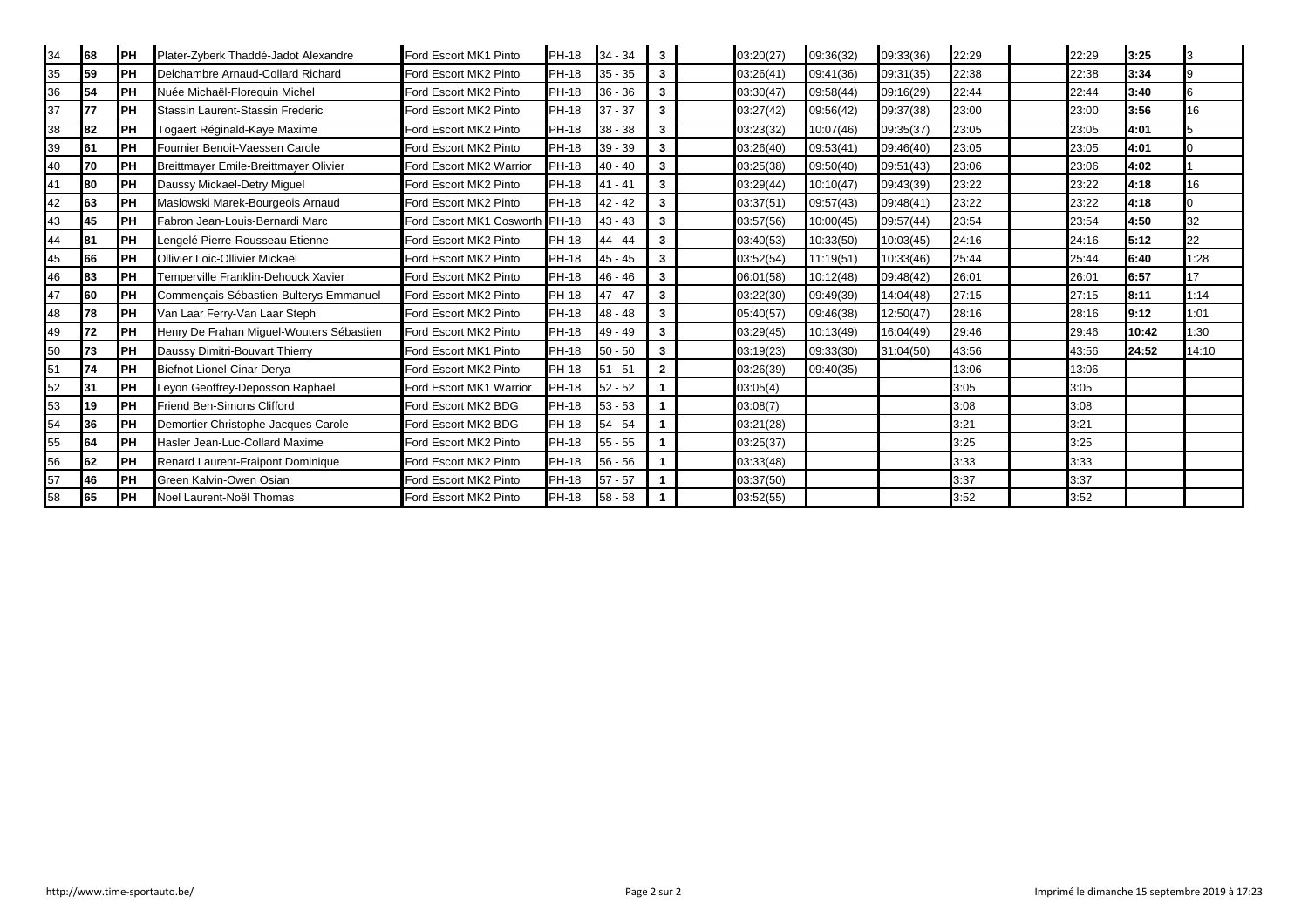| | | | | | | | | | | | | | | | | | |
|---|---|---|---|---|---|---|---|---|---|---|---|---|---|---|---|---|---|
| 34 | **68** | **PH** | Plater-Zyberk Thaddé-Jadot Alexandre | Ford Escort MK1 Pinto | PH-18 | 34 - 34 | **3** | | 03:20(27) | 09:36(32) | 09:33(36) | 22:29 | | 22:29 | **3:25** | 3 |
| 35 | **59** | **PH** | Delchambre Arnaud-Collard Richard | Ford Escort MK2 Pinto | PH-18 | 35 - 35 | **3** | | 03:26(41) | 09:41(36) | 09:31(35) | 22:38 | | 22:38 | **3:34** | 9 |
| 36 | **54** | **PH** | Nuée Michaël-Florequin Michel | Ford Escort MK2 Pinto | PH-18 | 36 - 36 | **3** | | 03:30(47) | 09:58(44) | 09:16(29) | 22:44 | | 22:44 | **3:40** | 6 |
| 37 | **77** | **PH** | Stassin Laurent-Stassin Frederic | Ford Escort MK2 Pinto | PH-18 | 37 - 37 | **3** | | 03:27(42) | 09:56(42) | 09:37(38) | 23:00 | | 23:00 | **3:56** | 16 |
| 38 | **82** | **PH** | Togaert Réginald-Kaye Maxime | Ford Escort MK2 Pinto | PH-18 | 38 - 38 | **3** | | 03:23(32) | 10:07(46) | 09:35(37) | 23:05 | | 23:05 | **4:01** | 5 |
| 39 | **61** | **PH** | Fournier Benoit-Vaessen Carole | Ford Escort MK2 Pinto | PH-18 | 39 - 39 | **3** | | 03:26(40) | 09:53(41) | 09:46(40) | 23:05 | | 23:05 | **4:01** | 0 |
| 40 | **70** | **PH** | Breittmayer Emile-Breittmayer Olivier | Ford Escort MK2 Warrior | PH-18 | 40 - 40 | **3** | | 03:25(38) | 09:50(40) | 09:51(43) | 23:06 | | 23:06 | **4:02** | 1 |
| 41 | **80** | **PH** | Daussy Mickael-Detry Miguel | Ford Escort MK2 Pinto | PH-18 | 41 - 41 | **3** | | 03:29(44) | 10:10(47) | 09:43(39) | 23:22 | | 23:22 | **4:18** | 16 |
| 42 | **63** | **PH** | Maslowski Marek-Bourgeois Arnaud | Ford Escort MK2 Pinto | PH-18 | 42 - 42 | **3** | | 03:37(51) | 09:57(43) | 09:48(41) | 23:22 | | 23:22 | **4:18** | 0 |
| 43 | **45** | **PH** | Fabron Jean-Louis-Bernardi Marc | Ford Escort MK1 Cosworth | PH-18 | 43 - 43 | **3** | | 03:57(56) | 10:00(45) | 09:57(44) | 23:54 | | 23:54 | **4:50** | 32 |
| 44 | **81** | **PH** | Lengelé Pierre-Rousseau Etienne | Ford Escort MK2 Pinto | PH-18 | 44 - 44 | **3** | | 03:40(53) | 10:33(50) | 10:03(45) | 24:16 | | 24:16 | **5:12** | 22 |
| 45 | **66** | **PH** | Ollivier Loic-Ollivier Mickaël | Ford Escort MK2 Pinto | PH-18 | 45 - 45 | **3** | | 03:52(54) | 11:19(51) | 10:33(46) | 25:44 | | 25:44 | **6:40** | 1:28 |
| 46 | **83** | **PH** | Temperville Franklin-Dehouck Xavier | Ford Escort MK2 Pinto | PH-18 | 46 - 46 | **3** | | 06:01(58) | 10:12(48) | 09:48(42) | 26:01 | | 26:01 | **6:57** | 17 |
| 47 | **60** | **PH** | Commençais Sébastien-Bulterys Emmanuel | Ford Escort MK2 Pinto | PH-18 | 47 - 47 | **3** | | 03:22(30) | 09:49(39) | 14:04(48) | 27:15 | | 27:15 | **8:11** | 1:14 |
| 48 | **78** | **PH** | Van Laar Ferry-Van Laar Steph | Ford Escort MK2 Pinto | PH-18 | 48 - 48 | **3** | | 05:40(57) | 09:46(38) | 12:50(47) | 28:16 | | 28:16 | **9:12** | 1:01 |
| 49 | **72** | **PH** | Henry De Frahan Miguel-Wouters Sébastien | Ford Escort MK2 Pinto | PH-18 | 49 - 49 | **3** | | 03:29(45) | 10:13(49) | 16:04(49) | 29:46 | | 29:46 | **10:42** | 1:30 |
| 50 | **73** | **PH** | Daussy Dimitri-Bouvart Thierry | Ford Escort MK1 Pinto | PH-18 | 50 - 50 | **3** | | 03:19(23) | 09:33(30) | 31:04(50) | 43:56 | | 43:56 | **24:52** | 14:10 |
| 51 | **74** | **PH** | Biefnot Lionel-Cinar Derya | Ford Escort MK2 Pinto | PH-18 | 51 - 51 | **2** | | 03:26(39) | 09:40(35) | | 13:06 | | 13:06 | | |
| 52 | **31** | **PH** | Leyon Geoffrey-Deposson Raphaël | Ford Escort MK1 Warrior | PH-18 | 52 - 52 | **1** | | 03:05(4) | | | 3:05 | | 3:05 | | |
| 53 | **19** | **PH** | Friend Ben-Simons Clifford | Ford Escort MK2 BDG | PH-18 | 53 - 53 | **1** | | 03:08(7) | | | 3:08 | | 3:08 | | |
| 54 | **36** | **PH** | Demortier Christophe-Jacques Carole | Ford Escort MK2 BDG | PH-18 | 54 - 54 | **1** | | 03:21(28) | | | 3:21 | | 3:21 | | |
| 55 | **64** | **PH** | Hasler Jean-Luc-Collard Maxime | Ford Escort MK2 Pinto | PH-18 | 55 - 55 | **1** | | 03:25(37) | | | 3:25 | | 3:25 | | |
| 56 | **62** | **PH** | Renard Laurent-Fraipont Dominique | Ford Escort MK2 Pinto | PH-18 | 56 - 56 | **1** | | 03:33(48) | | | 3:33 | | 3:33 | | |
| 57 | **46** | **PH** | Green Kalvin-Owen Osian | Ford Escort MK2 Pinto | PH-18 | 57 - 57 | **1** | | 03:37(50) | | | 3:37 | | 3:37 | | |
| 58 | **65** | **PH** | Noel Laurent-Noël Thomas | Ford Escort MK2 Pinto | PH-18 | 58 - 58 | **1** | | 03:52(55) | | | 3:52 | | 3:52 | | |

http://www.time-sportauto.be/

Imprimé le dimanche 15 septembre 2019 à 17:23